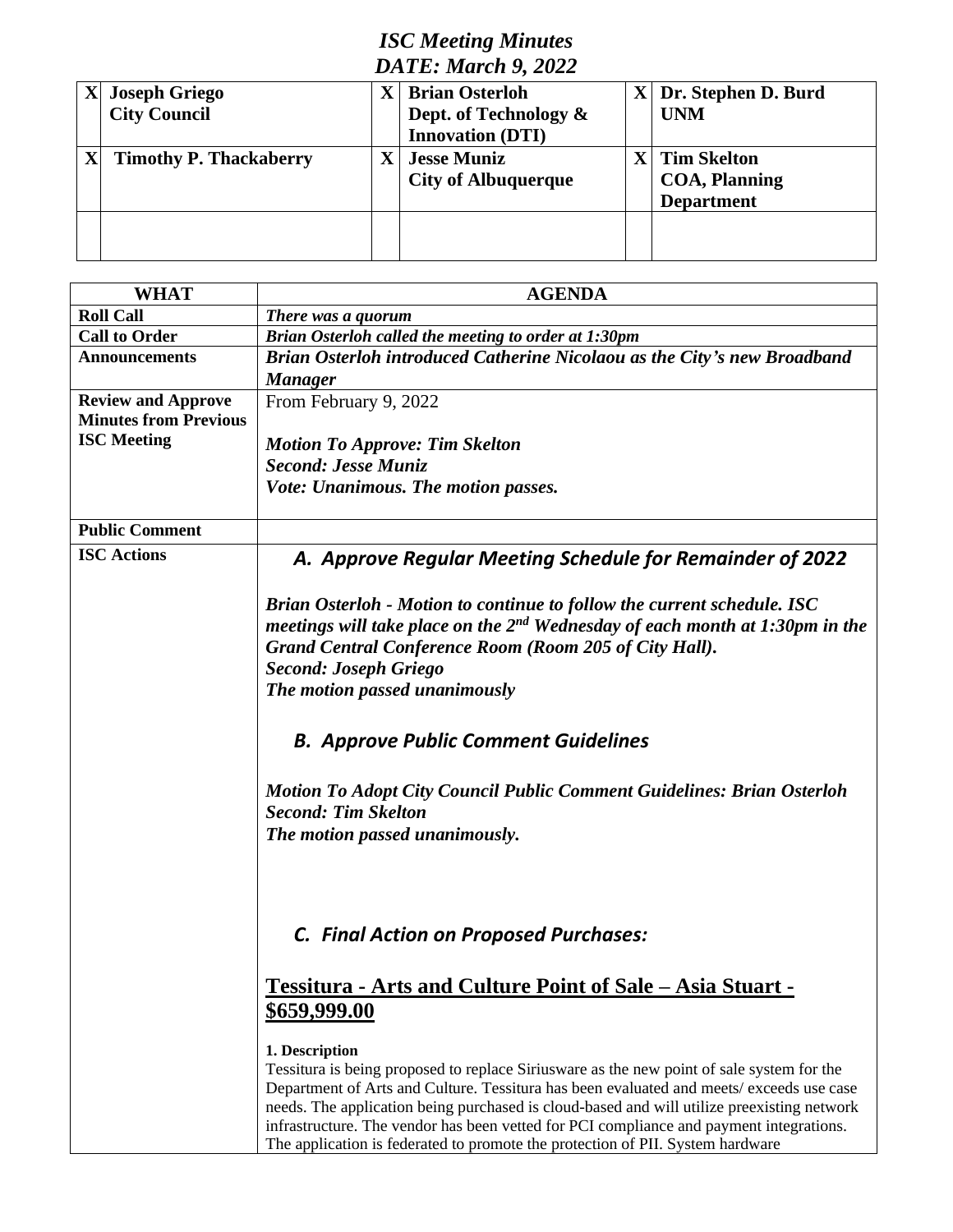# *ISC Meeting Minutes*
# *DATE: March 9, 2022*

| | | | | | |
|---|---|---|---|---|---|
| X | **Joseph Griego City Council** | X | **Brian Osterloh Dept. of Technology & Innovation (DTI)** | X | **Dr. Stephen D. Burd UNM** |
| X | **Timothy P. Thackaberry** | X | **Jesse Muniz City of Albuquerque** | X | **Tim Skelton COA, Planning Department** |
| | | | | | |

| WHAT | AGENDA |
|---|---|
| **Roll Call** | ***There was a quorum*** |
| **Call to Order** | ***Brian Osterloh called the meeting to order at 1:30pm*** |
| **Announcements** | ***Brian Osterloh introduced Catherine Nicolaou as the City's new Broadband Manager*** |
| **Review and Approve Minutes from Previous ISC Meeting** | From February 9, 2022<br><br>***Motion To Approve: Tim Skelton***<br>***Second: Jesse Muniz***<br>***Vote: Unanimous. The motion passes.*** |
| **Public Comment** | |
| **ISC Actions** | ***A. Approve Regular Meeting Schedule for Remainder of 2022***<br><br>***Brian Osterloh - Motion to continue to follow the current schedule. ISC meetings will take place on the 2nd Wednesday of each month at 1:30pm in the Grand Central Conference Room (Room 205 of City Hall).***<br>***Second: Joseph Griego***<br>***The motion passed unanimously***<br><br>***B. Approve Public Comment Guidelines***<br><br>***Motion To Adopt City Council Public Comment Guidelines: Brian Osterloh***<br>***Second: Tim Skelton***<br>***The motion passed unanimously.***<br><br>***C. Final Action on Proposed Purchases:***<br><br>**<u>Tessitura - Arts and Culture Point of Sale – Asia Stuart - $659,999.00</u>**<br><br>**1. Description**<br>Tessitura is being proposed to replace Siriusware as the new point of sale system for the Department of Arts and Culture. Tessitura has been evaluated and meets/ exceeds use case needs. The application being purchased is cloud-based and will utilize preexisting network infrastructure. The vendor has been vetted for PCI compliance and payment integrations. The application is federated to promote the protection of PII. System hardware |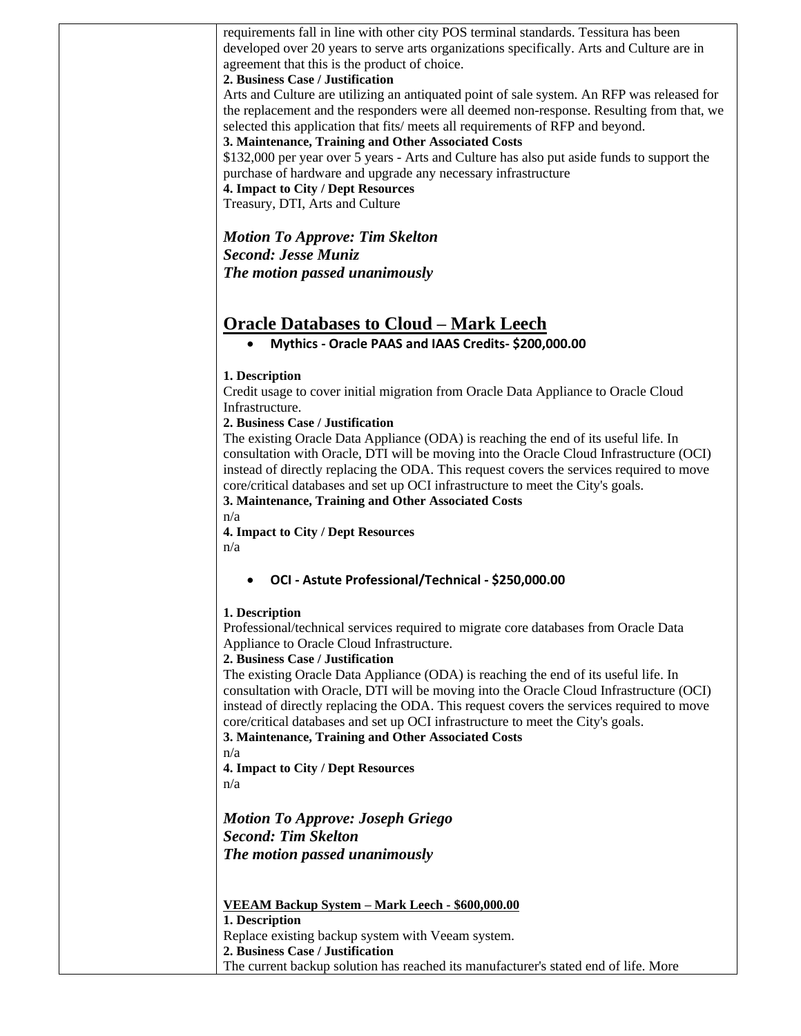requirements fall in line with other city POS terminal standards. Tessitura has been developed over 20 years to serve arts organizations specifically. Arts and Culture are in agreement that this is the product of choice.

**2. Business Case / Justification**

Arts and Culture are utilizing an antiquated point of sale system. An RFP was released for the replacement and the responders were all deemed non-response. Resulting from that, we selected this application that fits/ meets all requirements of RFP and beyond.

**3. Maintenance, Training and Other Associated Costs**

$132,000 per year over 5 years - Arts and Culture has also put aside funds to support the purchase of hardware and upgrade any necessary infrastructure

**4. Impact to City / Dept Resources**

Treasury, DTI, Arts and Culture

***Motion To Approve: Tim Skelton***
***Second: Jesse Muniz***
***The motion passed unanimously***

## Oracle Databases to Cloud – Mark Leech

- **Mythics - Oracle PAAS and IAAS Credits- $200,000.00**

**1. Description**

Credit usage to cover initial migration from Oracle Data Appliance to Oracle Cloud Infrastructure.

**2. Business Case / Justification**

The existing Oracle Data Appliance (ODA) is reaching the end of its useful life. In consultation with Oracle, DTI will be moving into the Oracle Cloud Infrastructure (OCI) instead of directly replacing the ODA. This request covers the services required to move core/critical databases and set up OCI infrastructure to meet the City's goals.

**3. Maintenance, Training and Other Associated Costs**

n/a

**4. Impact to City / Dept Resources**

n/a

- **OCI - Astute Professional/Technical - $250,000.00**

**1. Description**

Professional/technical services required to migrate core databases from Oracle Data Appliance to Oracle Cloud Infrastructure.

**2. Business Case / Justification**

The existing Oracle Data Appliance (ODA) is reaching the end of its useful life. In consultation with Oracle, DTI will be moving into the Oracle Cloud Infrastructure (OCI) instead of directly replacing the ODA. This request covers the services required to move core/critical databases and set up OCI infrastructure to meet the City's goals.

**3. Maintenance, Training and Other Associated Costs**

n/a

**4. Impact to City / Dept Resources**

n/a

***Motion To Approve: Joseph Griego***
***Second: Tim Skelton***
***The motion passed unanimously***

**VEEAM Backup System – Mark Leech - $600,000.00**

**1. Description**

Replace existing backup system with Veeam system.

**2. Business Case / Justification**

The current backup solution has reached its manufacturer's stated end of life. More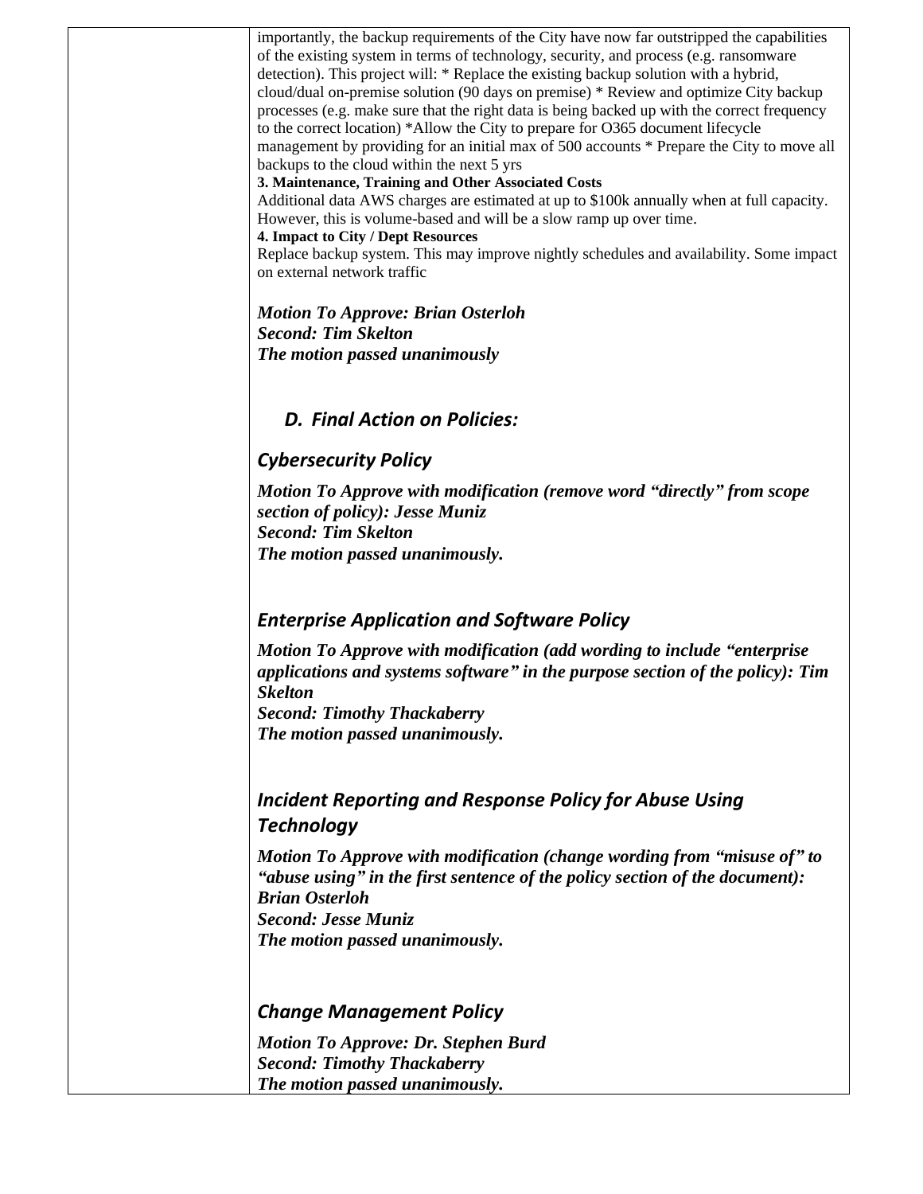importantly, the backup requirements of the City have now far outstripped the capabilities of the existing system in terms of technology, security, and process (e.g. ransomware detection). This project will: * Replace the existing backup solution with a hybrid, cloud/dual on-premise solution (90 days on premise) * Review and optimize City backup processes (e.g. make sure that the right data is being backed up with the correct frequency to the correct location) *Allow the City to prepare for O365 document lifecycle management by providing for an initial max of 500 accounts * Prepare the City to move all backups to the cloud within the next 5 yrs

**3. Maintenance, Training and Other Associated Costs**

Additional data AWS charges are estimated at up to $100k annually when at full capacity. However, this is volume-based and will be a slow ramp up over time.

**4. Impact to City / Dept Resources**

Replace backup system. This may improve nightly schedules and availability. Some impact on external network traffic

***Motion To Approve: Brian Osterloh***
***Second: Tim Skelton***
***The motion passed unanimously***

### *D. Final Action on Policies:*

### *Cybersecurity Policy*

***Motion To Approve with modification (remove word "directly" from scope section of policy): Jesse Muniz***
***Second: Tim Skelton***
***The motion passed unanimously.***

### *Enterprise Application and Software Policy*

***Motion To Approve with modification (add wording to include "enterprise applications and systems software" in the purpose section of the policy): Tim Skelton***
***Second: Timothy Thackaberry***
***The motion passed unanimously.***

### *Incident Reporting and Response Policy for Abuse Using Technology*

***Motion To Approve with modification (change wording from "misuse of" to "abuse using" in the first sentence of the policy section of the document): Brian Osterloh***
***Second: Jesse Muniz***
***The motion passed unanimously.***

### *Change Management Policy*

***Motion To Approve: Dr. Stephen Burd***
***Second: Timothy Thackaberry***
***The motion passed unanimously.***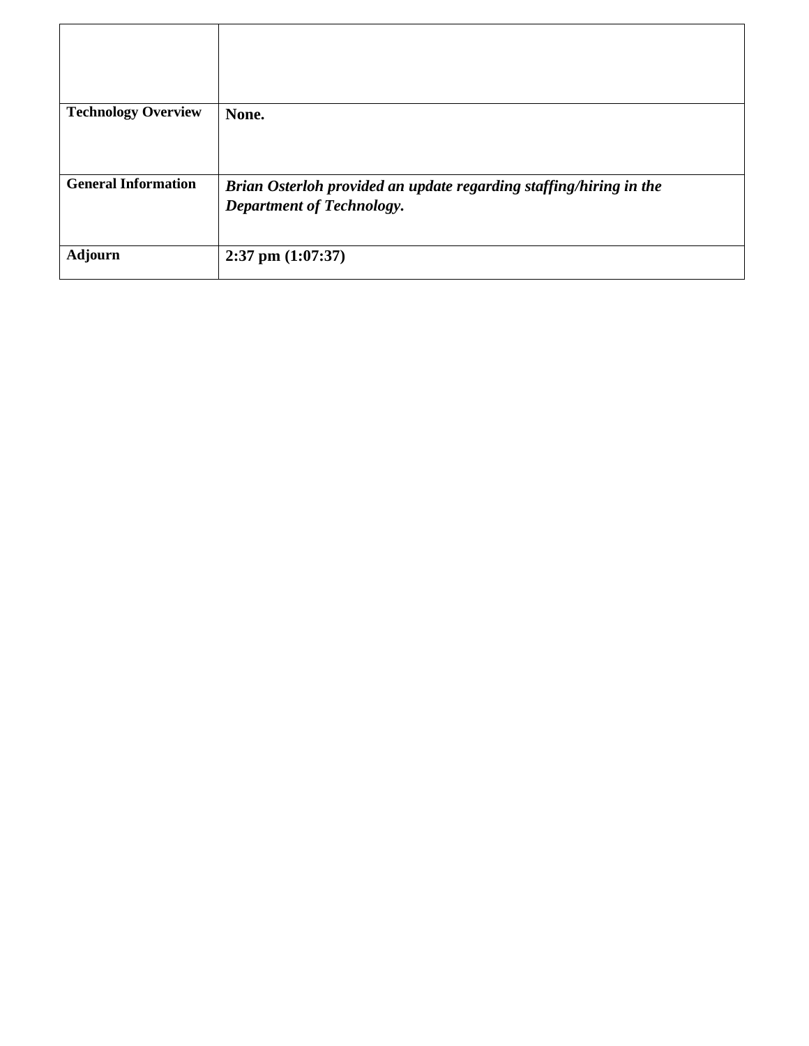| | |
|---|---|
| | |
| **Technology Overview** | **None.** |
| **General Information** | ***Brian Osterloh provided an update regarding staffing/hiring in the Department of Technology.*** |
| **Adjourn** | **2:37 pm (1:07:37)** |